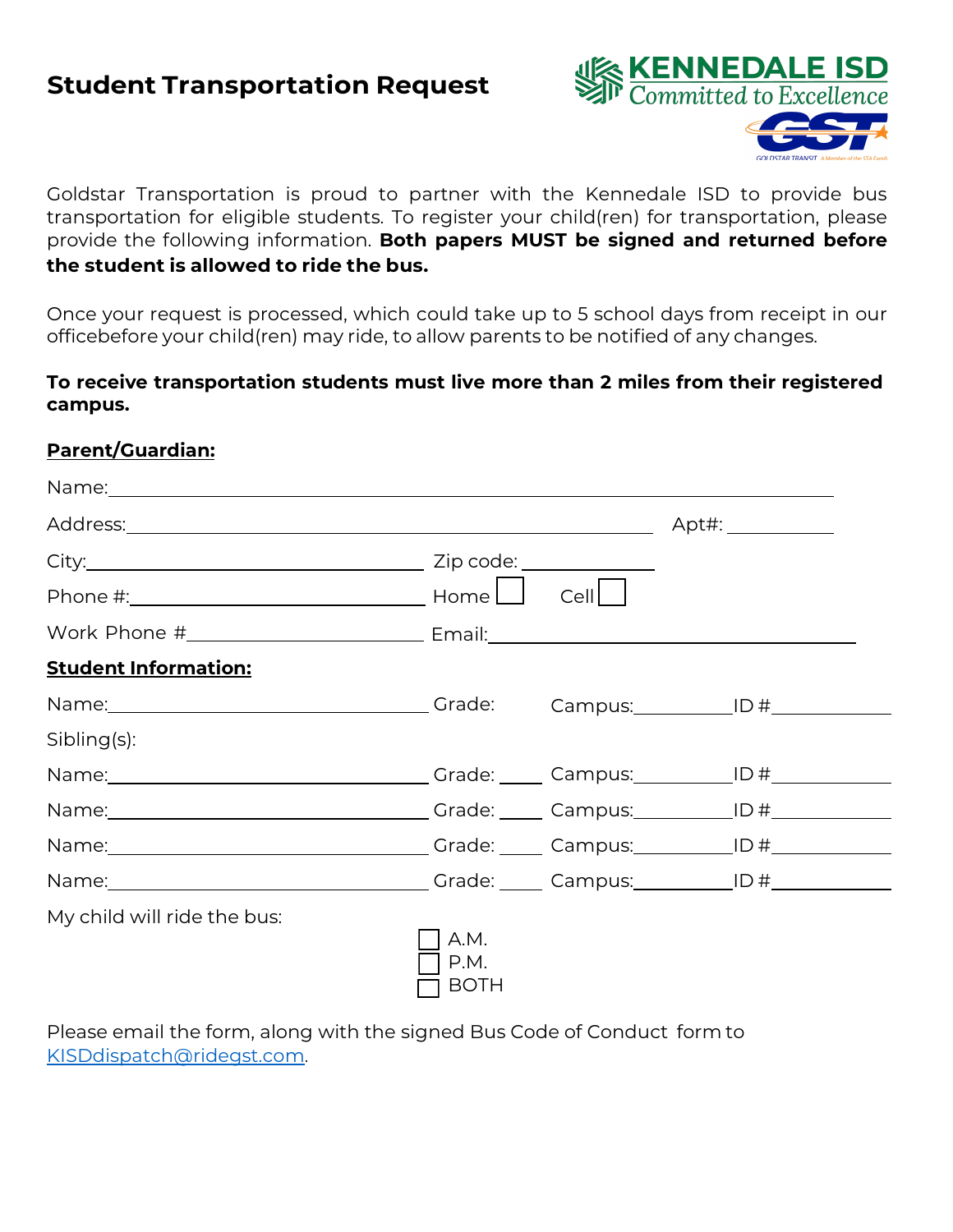# Student Transportation Request

KENNEDALE ISD
Committed to Excellence

Goldstar Transportation is proud to partner with the Kennedale ISD to provide bus transportation for eligible students. To register your child(ren) for transportation, please provide the following information. **Both papers MUST be signed and returned before the student is allowed to ride the bus.**

Once your request is processed, which could take up to 5 school days from receipt in our officebefore your child(ren) may ride, to allow parents to be notified of any changes.

**To receive transportation students must live more than 2 miles from their registered campus.**

**Parent/Guardian:**

Name:\_\_\_\_\_\_\_\_\_\_\_\_\_\_\_\_\_\_\_\_\_\_\_\_\_\_\_\_\_\_\_\_\_\_\_\_\_\_\_\_\_\_\_\_\_\_\_\_

Address:\_\_\_\_\_\_\_\_\_\_\_\_\_\_\_\_\_\_\_\_\_\_\_\_\_\_\_\_\_\_\_\_\_\_\_\_ Apt#: \_\_\_\_\_\_\_

City:\_\_\_\_\_\_\_\_\_\_\_\_\_\_\_\_\_\_\_\_\_\_ Zip code: \_\_\_\_\_\_\_\_

Phone #:\_\_\_\_\_\_\_\_\_\_\_\_\_\_\_\_\_\_\_\_\_ Home ☐ Cell ☐

Work Phone #\_\_\_\_\_\_\_\_\_\_\_\_\_\_\_\_ Email:\_\_\_\_\_\_\_\_\_\_\_\_\_\_\_\_\_\_\_\_\_\_\_\_\_\_

**Student Information:**

Name:\_\_\_\_\_\_\_\_\_\_\_\_\_\_\_\_\_\_\_\_\_\_ Grade: Campus:\_\_\_\_\_\_\_ ID #\_\_\_\_\_\_\_\_

Sibling(s):

Name:\_\_\_\_\_\_\_\_\_\_\_\_\_\_\_\_\_\_\_\_\_\_ Grade: \_\_\_ Campus:\_\_\_\_\_\_\_ ID #\_\_\_\_\_\_\_\_

Name:\_\_\_\_\_\_\_\_\_\_\_\_\_\_\_\_\_\_\_\_\_\_ Grade: \_\_\_ Campus:\_\_\_\_\_\_\_ ID #\_\_\_\_\_\_\_\_

Name:\_\_\_\_\_\_\_\_\_\_\_\_\_\_\_\_\_\_\_\_\_\_ Grade: \_\_\_ Campus:\_\_\_\_\_\_\_ ID #\_\_\_\_\_\_\_\_

Name:\_\_\_\_\_\_\_\_\_\_\_\_\_\_\_\_\_\_\_\_\_\_ Grade: \_\_\_ Campus:\_\_\_\_\_\_\_ ID #\_\_\_\_\_\_\_\_

My child will ride the bus:

☐ A.M.
☐ P.M.
☐ BOTH

Please email the form, along with the signed Bus Code of Conduct form to KISDdispatch@ridegst.com.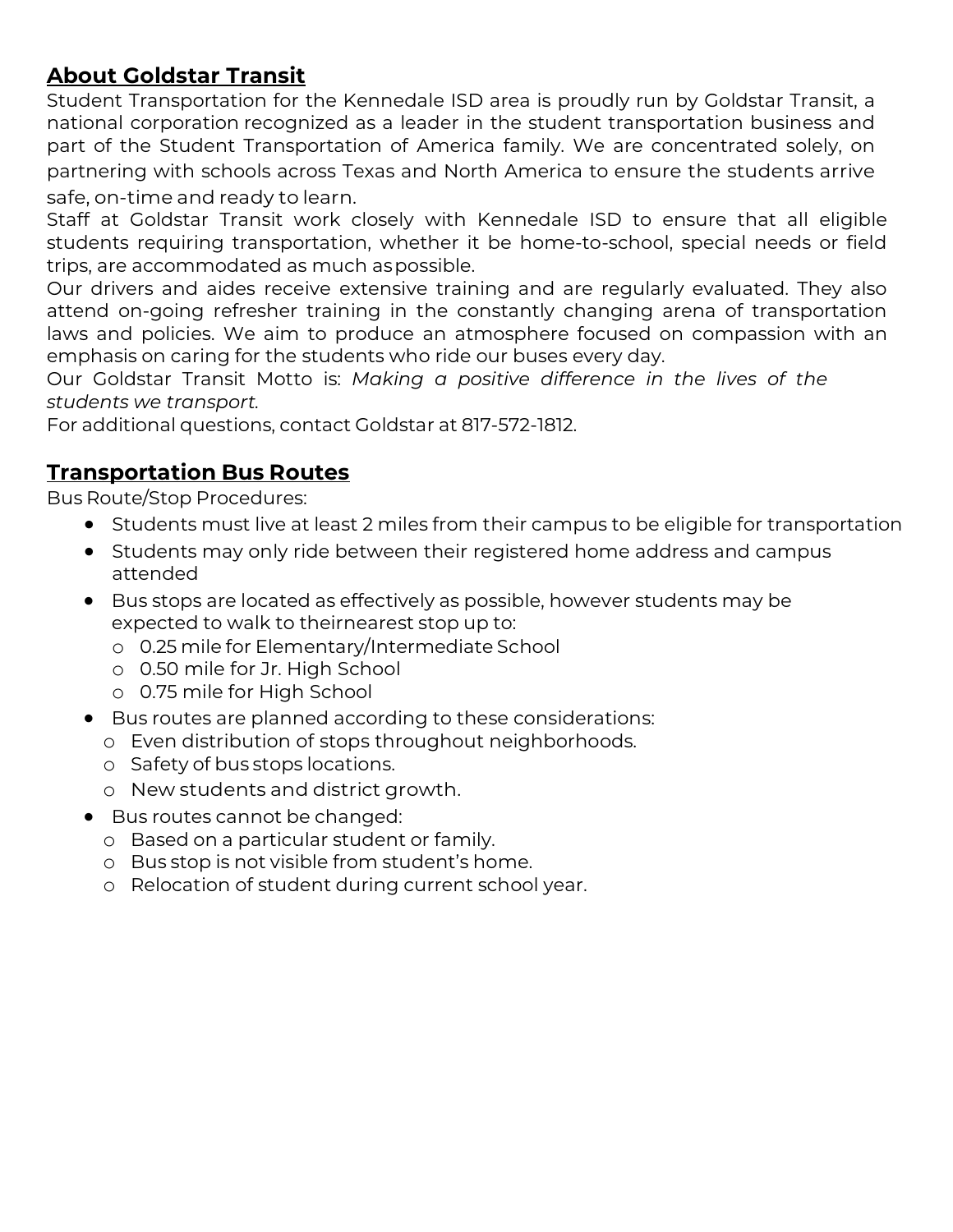## **About Goldstar Transit**

Student Transportation for the Kennedale ISD area is proudly run by Goldstar Transit, a national corporation recognized as a leader in the student transportation business and part of the Student Transportation of America family. We are concentrated solely, on partnering with schools across Texas and North America to ensure the students arrive safe, on-time and ready to learn.

Staff at Goldstar Transit work closely with Kennedale ISD to ensure that all eligible students requiring transportation, whether it be home-to-school, special needs or field trips, are accommodated as much as possible.

Our drivers and aides receive extensive training and are regularly evaluated. They also attend on-going refresher training in the constantly changing arena of transportation laws and policies. We aim to produce an atmosphere focused on compassion with an emphasis on caring for the students who ride our buses every day.

Our Goldstar Transit Motto is: *Making a positive difference in the lives of the students we transport.*

For additional questions, contact Goldstar at 817-572-1812.

## **Transportation Bus Routes**

Bus Route/Stop Procedures:

- Students must live at least 2 miles from their campus to be eligible for transportation
- Students may only ride between their registered home address and campus attended
- Bus stops are located as effectively as possible, however students may be expected to walk to their nearest stop up to:
  - 0.25 mile for Elementary/Intermediate School
  - 0.50 mile for Jr. High School
  - 0.75 mile for High School
- Bus routes are planned according to these considerations:
  - Even distribution of stops throughout neighborhoods.
  - Safety of bus stops locations.
  - New students and district growth.
- Bus routes cannot be changed:
  - Based on a particular student or family.
  - Bus stop is not visible from student's home.
  - Relocation of student during current school year.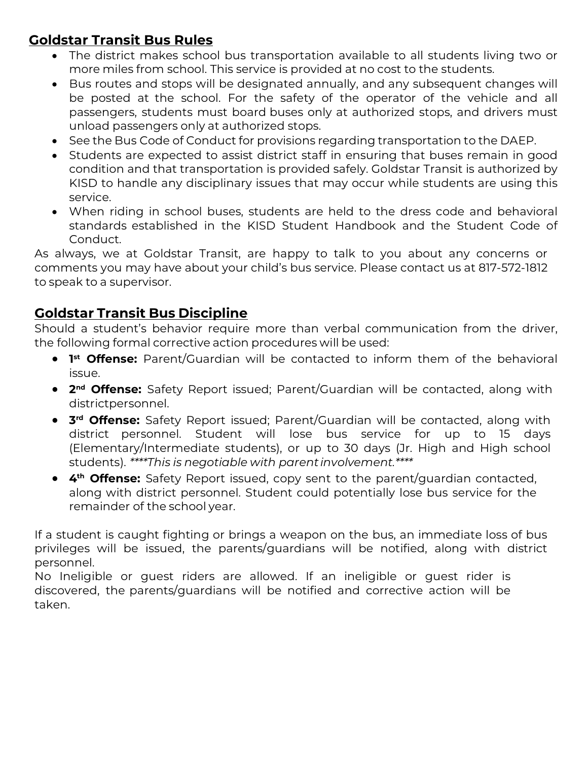## Goldstar Transit Bus Rules

- The district makes school bus transportation available to all students living two or more miles from school. This service is provided at no cost to the students.
- Bus routes and stops will be designated annually, and any subsequent changes will be posted at the school. For the safety of the operator of the vehicle and all passengers, students must board buses only at authorized stops, and drivers must unload passengers only at authorized stops.
- See the Bus Code of Conduct for provisions regarding transportation to the DAEP.
- Students are expected to assist district staff in ensuring that buses remain in good condition and that transportation is provided safely. Goldstar Transit is authorized by KISD to handle any disciplinary issues that may occur while students are using this service.
- When riding in school buses, students are held to the dress code and behavioral standards established in the KISD Student Handbook and the Student Code of Conduct.

As always, we at Goldstar Transit, are happy to talk to you about any concerns or comments you may have about your child's bus service. Please contact us at 817-572-1812 to speak to a supervisor.

## Goldstar Transit Bus Discipline

Should a student's behavior require more than verbal communication from the driver, the following formal corrective action procedures will be used:

- **1st Offense:** Parent/Guardian will be contacted to inform them of the behavioral issue.
- **2nd Offense:** Safety Report issued; Parent/Guardian will be contacted, along with districtpersonnel.
- **3rd Offense:** Safety Report issued; Parent/Guardian will be contacted, along with district personnel. Student will lose bus service for up to 15 days (Elementary/Intermediate students), or up to 30 days (Jr. High and High school students). *\*\*\*\*This is negotiable with parent involvement.\*\*\*\**
- **4th Offense:** Safety Report issued, copy sent to the parent/guardian contacted, along with district personnel. Student could potentially lose bus service for the remainder of the school year.

If a student is caught fighting or brings a weapon on the bus, an immediate loss of bus privileges will be issued, the parents/guardians will be notified, along with district personnel.

No Ineligible or guest riders are allowed. If an ineligible or guest rider is discovered, the parents/guardians will be notified and corrective action will be taken.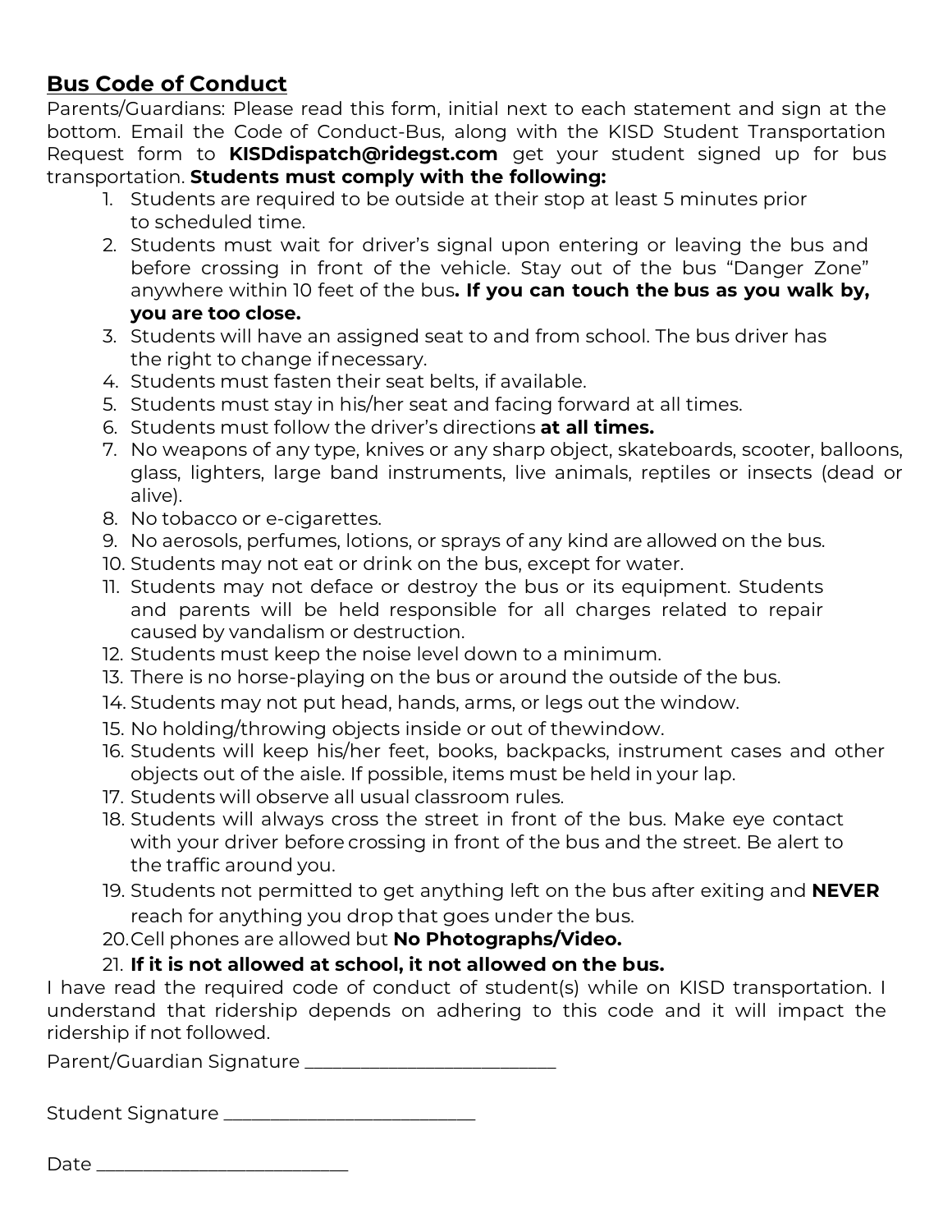## Bus Code of Conduct

Parents/Guardians: Please read this form, initial next to each statement and sign at the bottom. Email the Code of Conduct-Bus, along with the KISD Student Transportation Request form to **KISDdispatch@ridegst.com** get your student signed up for bus transportation. **Students must comply with the following:**

1. Students are required to be outside at their stop at least 5 minutes prior to scheduled time.
2. Students must wait for driver's signal upon entering or leaving the bus and before crossing in front of the vehicle. Stay out of the bus "Danger Zone" anywhere within 10 feet of the bus**. If you can touch the bus as you walk by, you are too close.**
3. Students will have an assigned seat to and from school. The bus driver has the right to change if necessary.
4. Students must fasten their seat belts, if available.
5. Students must stay in his/her seat and facing forward at all times.
6. Students must follow the driver's directions **at all times.**
7. No weapons of any type, knives or any sharp object, skateboards, scooter, balloons, glass, lighters, large band instruments, live animals, reptiles or insects (dead or alive).
8. No tobacco or e-cigarettes.
9. No aerosols, perfumes, lotions, or sprays of any kind are allowed on the bus.
10. Students may not eat or drink on the bus, except for water.
11. Students may not deface or destroy the bus or its equipment. Students and parents will be held responsible for all charges related to repair caused by vandalism or destruction.
12. Students must keep the noise level down to a minimum.
13. There is no horse-playing on the bus or around the outside of the bus.
14. Students may not put head, hands, arms, or legs out the window.
15. No holding/throwing objects inside or out of thewindow.
16. Students will keep his/her feet, books, backpacks, instrument cases and other objects out of the aisle. If possible, items must be held in your lap.
17. Students will observe all usual classroom rules.
18. Students will always cross the street in front of the bus. Make eye contact with your driver before crossing in front of the bus and the street. Be alert to the traffic around you.
19. Students not permitted to get anything left on the bus after exiting and **NEVER** reach for anything you drop that goes under the bus.
20. Cell phones are allowed but **No Photographs/Video.**
21. **If it is not allowed at school, it not allowed on the bus.**

I have read the required code of conduct of student(s) while on KISD transportation. I understand that ridership depends on adhering to this code and it will impact the ridership if not followed.

Parent/Guardian Signature ___________________________

Student Signature ___________________________

Date ___________________________